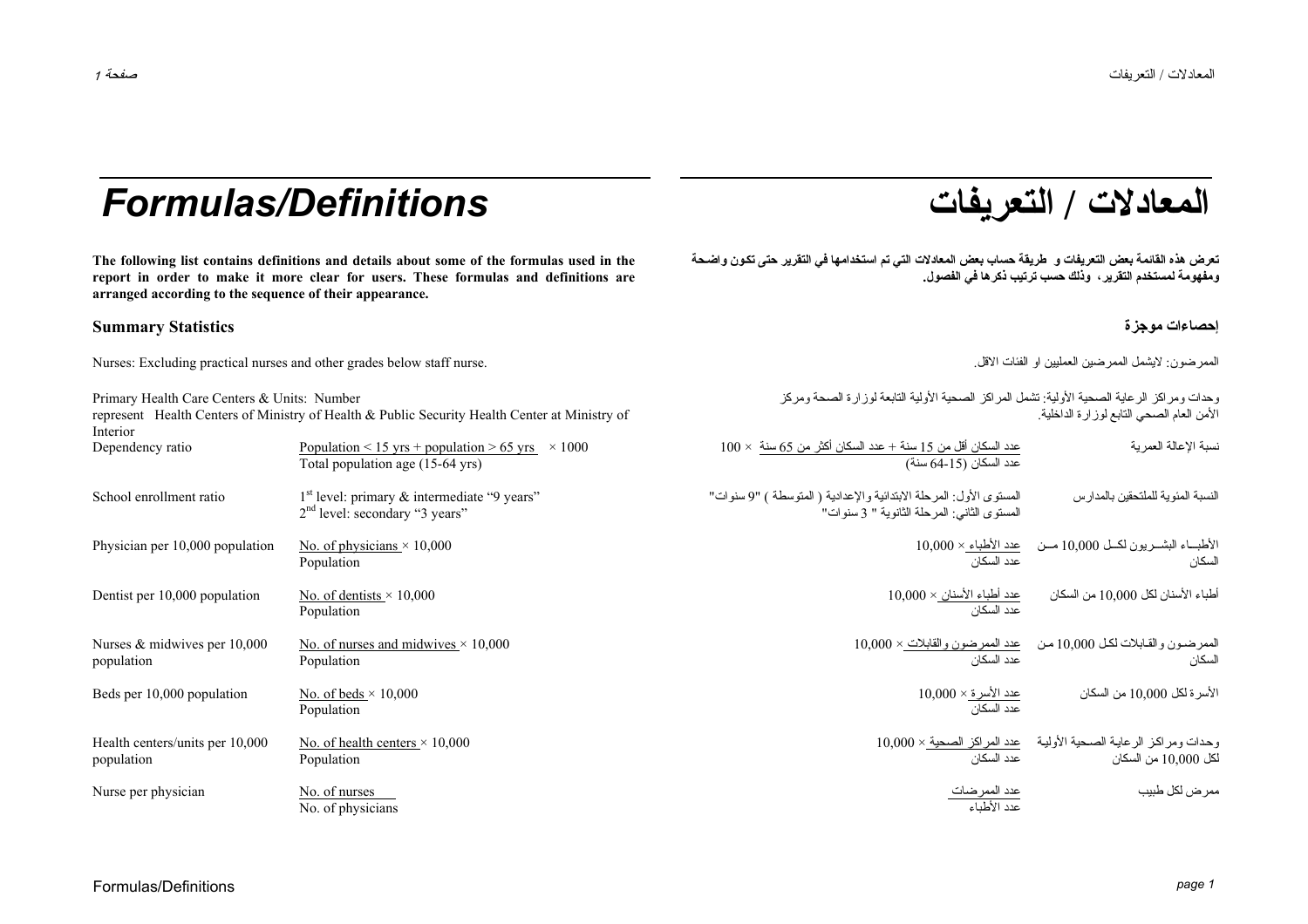# Formulas/Definitions

# المعادلات / التعريفات

**The following list contains definitions and details about some of the formulas used in the report in order to make it more clear for users. These formulas and definitions are arranged according to the sequence of their appearance.**

**تعرض هذه القائمة بعض التعريفات و طريقة حساب بعض المعادلات التي تم استخدامها في التقرير حتى تكون واضحة ومفهومة لمستخدم التقرير، وذلك حسب ترتيب ذكرها في الفصول.**

## Summary Statistics

## إحصاءات موجزة

Nurses: Excluding practical nurses and other grades below staff nurse.

الممرضون: لايشمل الممرضين العمليين او الفئات الاقل.

Primary Health Care Centers & Units: Number represent Health Centers of Ministry of Health & Public Security Health Center at Ministry of Interior

وحدات ومراكز الرعاية الصحية الأولية: تشمل المراكز الصحية الأولية التابعة لوزارة الصحة ومركز الأمن العام الصحي التابع لوزارة الداخلية.

| English | Formula | المعادلة | العربية |
|---|---|---|---|
| Dependency ratio | $\frac{\text{Population} < 15 \text{ yrs} + \text{population} > 65 \text{ yrs}}{\text{Total population age (15-64 yrs)}} \times 1000$ | عدد السكان أقل من 15 سنة + عدد السكان أكثر من 65 سنة / عدد السكان (15-64 سنة) × 100 | نسبة الإعالة العمرية |
| School enrollment ratio | 1st level: primary & intermediate "9 years"<br>2nd level: secondary "3 years" | المستوى الأول: المرحلة الابتدائية والإعدادية ( المتوسطة ) "9 سنوات"<br>المستوى الثاني: المرحلة الثانوية " 3 سنوات" | النسبة المئوية للملتحقين بالمدارس |
| Physician per 10,000 population | $\frac{\text{No. of physicians}}{\text{Population}} \times 10{,}000$ | عدد الأطباء / عدد السكان × 10,000 | الأطباء البشريون لكل 10,000 من السكان |
| Dentist per 10,000 population | $\frac{\text{No. of dentists}}{\text{Population}} \times 10{,}000$ | عدد أطباء الأسنان / عدد السكان × 10,000 | أطباء الأسنان لكل 10,000 من السكان |
| Nurses & midwives per 10,000 population | $\frac{\text{No. of nurses and midwives}}{\text{Population}} \times 10{,}000$ | عدد الممرضون والقابلات / عدد السكان × 10,000 | الممرضون والقابلات لكل 10,000 من السكان |
| Beds per 10,000 population | $\frac{\text{No. of beds}}{\text{Population}} \times 10{,}000$ | عدد الأسرة / عدد السكان × 10,000 | الأسرة لكل 10,000 من السكان |
| Health centers/units per 10,000 population | $\frac{\text{No. of health centers}}{\text{Population}} \times 10{,}000$ | عدد المراكز الصحية / عدد السكان × 10,000 | وحدات ومراكز الرعاية الصحية الأولية لكل 10,000 من السكان |
| Nurse per physician | $\frac{\text{No. of nurses}}{\text{No. of physicians}}$ | عدد الممرضات / عدد الأطباء | ممرض لكل طبيب |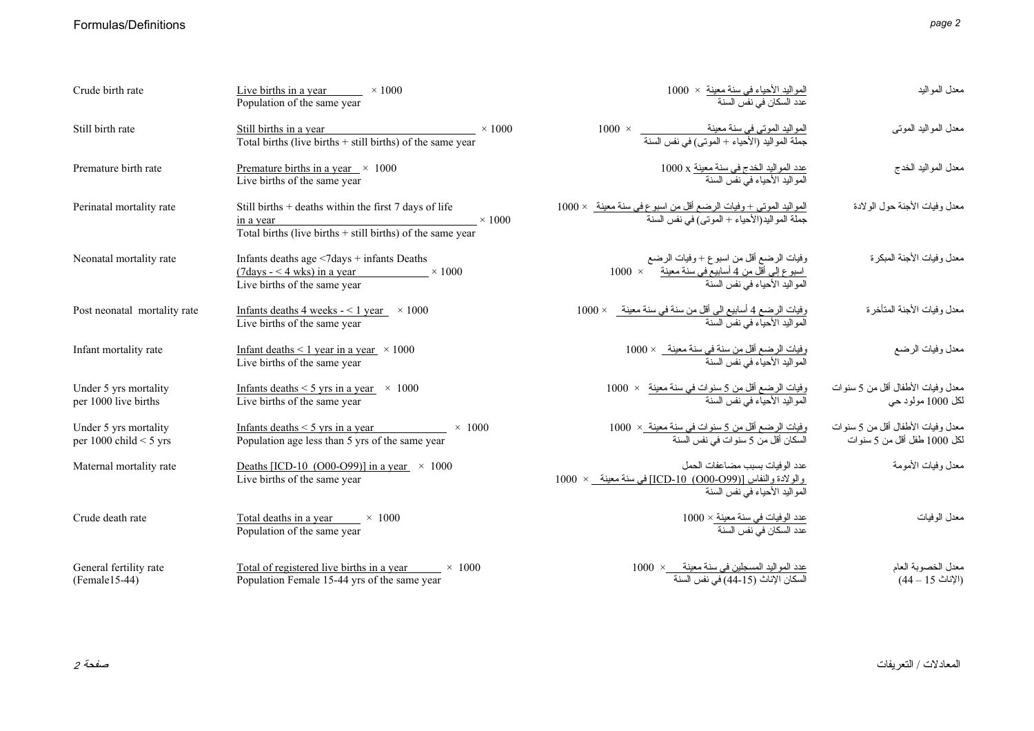| Term | Formula (English) | Formula (Arabic) | المصطلح |
|---|---|---|---|
| Crude birth rate | $\frac{\text{Live births in a year}}{\text{Population of the same year}} \times 1000$ | المواليد الأحياء في سنة معينة / عدد السكان في نفس السنة × 1000 | معدل المواليد |
| Still birth rate | $\frac{\text{Still births in a year}}{\text{Total births (live births + still births) of the same year}} \times 1000$ | المواليد الموتى في سنة معينة / جملة المواليد (الأحياء + الموتى) في نفس السنة × 1000 | معدل المواليد الموتى |
| Premature birth rate | $\frac{\text{Premature births in a year}}{\text{Live births of the same year}} \times 1000$ | عدد المواليد الخدج في سنة معينة / المواليد الأحياء في نفس السنة x 1000 | معدل المواليد الخدج |
| Perinatal mortality rate | $\frac{\text{Still births + deaths within the first 7 days of life in a year}}{\text{Total births (live births + still births) of the same year}} \times 1000$ | المواليد الموتى + وفيات الرضع أقل من اسبوع في سنة معينة / جملة المواليد(الأحياء + الموتى) في نفس السنة × 1000 | معدل وفيات الأجنة حول الولادة |
| Neonatal mortality rate | $\frac{\text{Infants deaths age <7days + infants Deaths (7days - < 4 wks) in a year}}{\text{Live births of the same year}} \times 1000$ | وفيات الرضع أقل من اسبوع + وفيات الرضع اسبوع إلي أقل من 4 أسابيع في سنة معينة / المواليد الأحياء في نفس السنة × 1000 | معدل وفيات الأجنة المبكرة |
| Post neonatal mortality rate | $\frac{\text{Infants deaths 4 weeks - < 1 year}}{\text{Live births of the same year}} \times 1000$ | وفيات الرضع 4 أسابيع الي أقل من سنة في سنة معينة / المواليد الأحياء في نفس السنة × 1000 | معدل وفيات الأجنة المتأخرة |
| Infant mortality rate | $\frac{\text{Infant deaths < 1 year in a year}}{\text{Live births of the same year}} \times 1000$ | وفيات الرضع أقل من سنة في سنة معينة / المواليد الأحياء في نفس السنة × 1000 | معدل وفيات الرضع |
| Under 5 yrs mortality per 1000 live births | $\frac{\text{Infants deaths < 5 yrs in a year}}{\text{Live births of the same year}} \times 1000$ | وفيات الرضع أقل من 5 سنوات في سنة معينة / المواليد الأحياء في نفس السنة × 1000 | معدل وفيات الأطفال أقل من 5 سنوات لكل 1000 مولود حي |
| Under 5 yrs mortality per 1000 child < 5 yrs | $\frac{\text{Infants deaths < 5 yrs in a year}}{\text{Population age less than 5 yrs of the same year}} \times 1000$ | وفيات الرضع أقل من 5 سنوات في سنة معينة / السكان أقل من 5 سنوات في نفس السنة × 1000 | معدل وفيات الأطفال أقل من 5 سنوات لكل 1000 طفل أقل من 5 سنوات |
| Maternal mortality rate | $\frac{\text{Deaths [ICD-10 (O00-O99)] in a year}}{\text{Live births of the same year}} \times 1000$ | عدد الوفيات بسبب مضاعفات الحمل والولادة والنفاس [ICD-10 (O00-O99)] في سنة معينة / المواليد الأحياء في نفس السنة × 1000 | معدل وفيات الأمومة |
| Crude death rate | $\frac{\text{Total deaths in a year}}{\text{Population of the same year}} \times 1000$ | عدد الوفيات في سنة معينة / عدد السكان في نفس السنة × 1000 | معدل الوفيات |
| General fertility rate (Female15-44) | $\frac{\text{Total of registered live births in a year}}{\text{Population Female 15-44 yrs of the same year}} \times 1000$ | عدد المواليد المسجلين في سنة معينة / السكان الإناث (15-44) في نفس السنة × 1000 | معدل الخصوبة العام (الإناث 15 – 44) |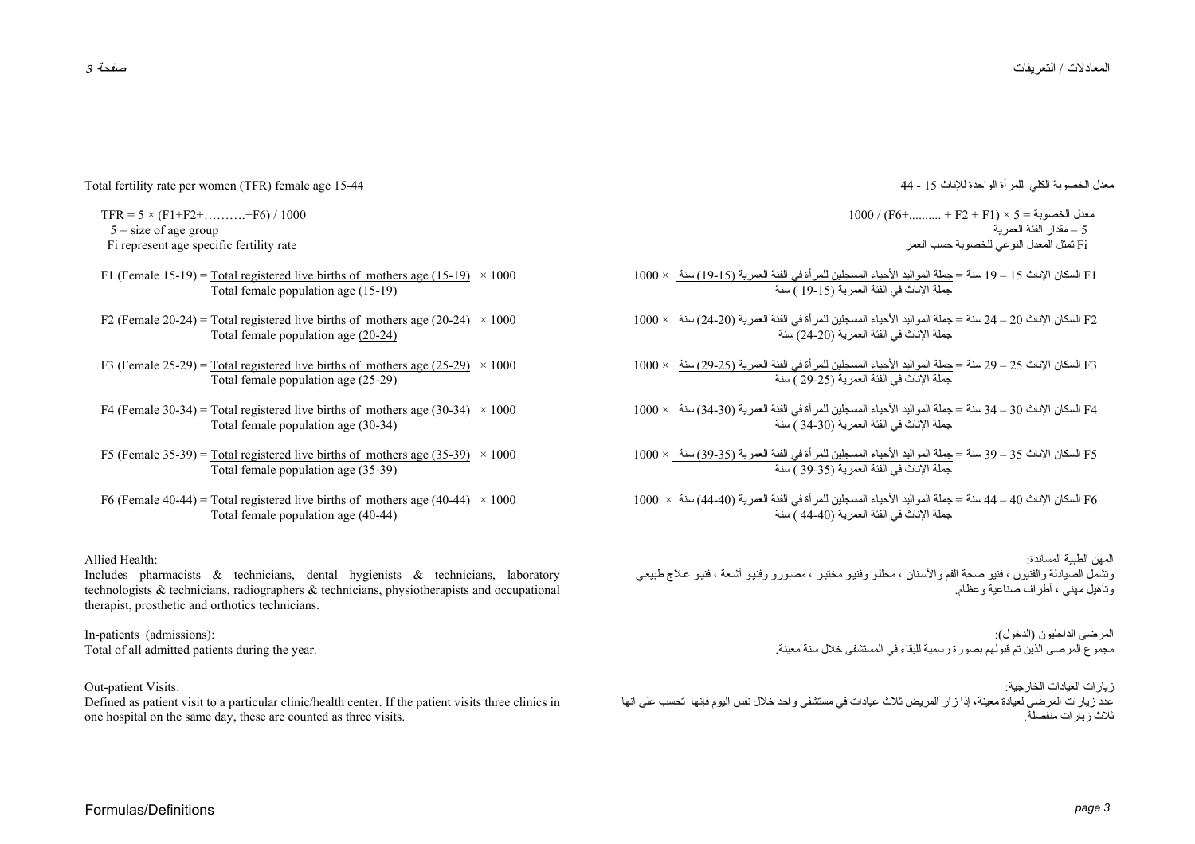Total fertility rate per women (TFR) female age 15-44

معدل الخصوبة الكلي للمرأة الواحدة للإناث 15 - 44

$$TFR = 5 \times (F1+F2+\ldots\ldots\ldots\ldots+F6) / 1000$$

5 = size of age group

Fi represent age specific fertility rate

معدل الخصوبة = 5 × (F1 + F2 + .........+F6) / 1000

5 = مقدار الفئة العمرية

Fi تمثل المعدل النوعي للخصوبة حسب العمر

$$F1 \text{ (Female 15-19)} = \frac{\text{Total registered live births of mothers age (15-19)}}{\text{Total female population age (15-19)}} \times 1000$$

$$F2 \text{ (Female 20-24)} = \frac{\text{Total registered live births of mothers age (20-24)}}{\text{Total female population age (20-24)}} \times 1000$$

$$F3 \text{ (Female 25-29)} = \frac{\text{Total registered live births of mothers age (25-29)}}{\text{Total female population age (25-29)}} \times 1000$$

$$F4 \text{ (Female 30-34)} = \frac{\text{Total registered live births of mothers age (30-34)}}{\text{Total female population age (30-34)}} \times 1000$$

$$F5 \text{ (Female 35-39)} = \frac{\text{Total registered live births of mothers age (35-39)}}{\text{Total female population age (35-39)}} \times 1000$$

$$F6 \text{ (Female 40-44)} = \frac{\text{Total registered live births of mothers age (40-44)}}{\text{Total female population age (40-44)}} \times 1000$$

F1 السكان الإناث 15 – 19 سنة = جملة المواليد الأحياء المسجلين للمرأة في الفئة العمرية (15-19) سنة / جملة الإناث في الفئة العمرية (15-19 ) سنة × 1000

F2 السكان الإناث 20 – 24 سنة = جملة المواليد الأحياء المسجلين للمرأة في الفئة العمرية (20-24) سنة / جملة الإناث في الفئة العمرية (20-24) سنة × 1000

F3 السكان الإناث 25 – 29 سنة = جملة المواليد الأحياء المسجلين للمرأة في الفئة العمرية (25-29) سنة / جملة الإناث في الفئة العمرية (25-29 ) سنة × 1000

F4 السكان الإناث 30 – 34 سنة = جملة المواليد الأحياء المسجلين للمرأة في الفئة العمرية (30-34) سنة / جملة الإناث في الفئة العمرية (30-34 ) سنة × 1000

F5 السكان الإناث 35 – 39 سنة = جملة المواليد الأحياء المسجلين للمرأة في الفئة العمرية (35-39) سنة / جملة الإناث في الفئة العمرية (35-39 ) سنة × 1000

F6 السكان الإناث 40 – 44 سنة = جملة المواليد الأحياء المسجلين للمرأة في الفئة العمرية (40-44) سنة / جملة الإناث في الفئة العمرية (40-44 ) سنة × 1000

**Allied Health:**

Includes pharmacists & technicians, dental hygienists & technicians, laboratory technologists & technicians, radiographers & technicians, physiotherapists and occupational therapist, prosthetic and orthotics technicians.

**المهن الطبية المساندة:**

وتشمل الصيادلة والفنيون ، فنيو صحة الفم والأسنان ، محللو وفنيو مختبر ، مصورو وفنيو أشعة ، فنيو علاج طبيعي وتأهيل مهني ، أطراف صناعية وعظام.

**In-patients (admissions):**

Total of all admitted patients during the year.

**المرضى الداخليون (الدخول):**

مجموع المرضى الذين تم قبولهم بصورة رسمية للبقاء في المستشفى خلال سنة معينة.

**Out-patient Visits:**

Defined as patient visit to a particular clinic/health center. If the patient visits three clinics in one hospital on the same day, these are counted as three visits.

**زيارات العيادات الخارجية:**

عدد زيارات المرضى لعيادة معينة، إذا زار المريض ثلاث عيادات في مستشفى واحد خلال نفس اليوم فإنها تحسب على انها ثلاث زيارات منفصلة.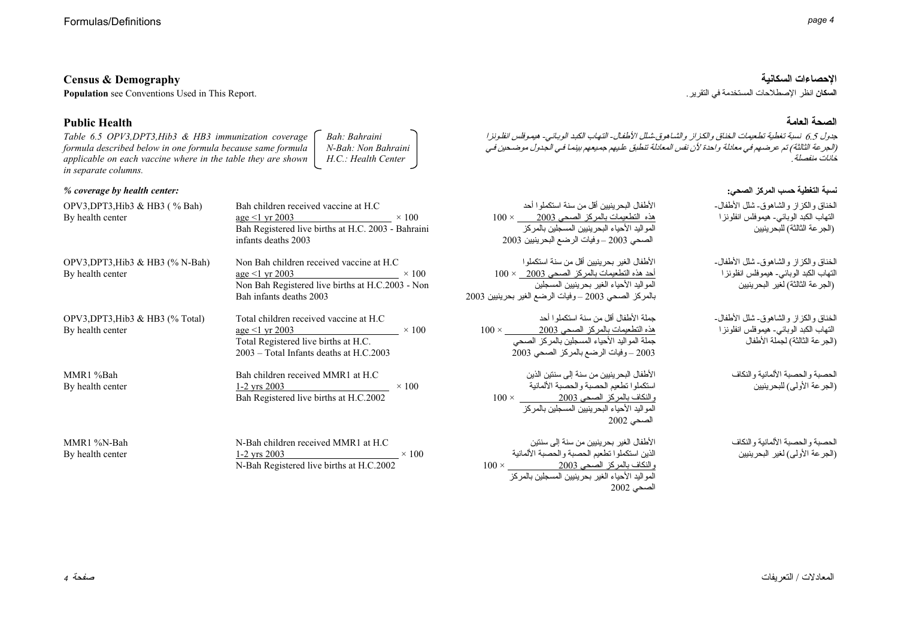## Census & Demography

**Population** see Conventions Used in This Report.

## الإحصاءات السكانية

**السكان** انظر الإصطلاحات المستخدمة في التقرير.

## Public Health

*Table 6.5 OPV3,DPT3,Hib3 & HB3 immunization coverage formula described below in one formula because same formula applicable on each vaccine where in the table they are shown in separate columns.*

Bah: Bahraini
N-Bah: Non Bahraini
H.C.: Health Center

## الصحة العامة

*جدول 6.5 نسبة تغطية تطعيمات الخناق والكزاز والشاهوق-شلل الأطفال- التهاب الكبد الوبائي- هيموفلس انفلونزا (الجرعة الثالثة) تم عرضهم في معادلة واحدة لأن نفس المعادلة تنطبق عليهم جميعهم بينما في الجدول موضحين في خانات منفصلة.*

***% coverage by health center:***

**نسبة التغطية حسب المركز الصحي:**

| Indicator | Formula | المعادلة | المؤشر |
|---|---|---|---|
| OPV3,DPT3,Hib3 & HB3 ( % Bah) By health center | (Bah children received vaccine at H.C age <1 yr 2003) / (Bah Registered live births at H.C. 2003 - Bahraini infants deaths 2003) × 100 | (الأطفال البحرينيين أقل من سنة استكملوا أحد هذه التطعيمات بالمركز الصحي 2003) / (المواليد الأحياء البحرينيين المسجلين بالمركز الصحي 2003 – وفيات الرضع البحرينيين 2003) × 100 | الخناق والكزاز والشاهوق- شلل الأطفال- التهاب الكبد الوبائي- هيموفلس انفلونزا (الجرعة الثالثة) للبحرينيين |
| OPV3,DPT3,Hib3 & HB3 (% N-Bah) By health center | (Non Bah children received vaccine at H.C age <1 yr 2003) / (Non Bah Registered live births at H.C.2003 - Non Bah infants deaths 2003) × 100 | (الأطفال الغير بحرينيين أقل من سنة استكملوا أحد هذه التطعيمات بالمركز الصحي 2003) / (المواليد الأحياء الغير بحرينيين المسجلين بالمركز الصحي 2003 – وفيات الرضع الغير بحرينيين 2003) × 100 | الخناق والكزاز والشاهوق- شلل الأطفال- التهاب الكبد الوبائي- هيموفلس انفلونزا (الجرعة الثالثة) لغير البحرينيين |
| OPV3,DPT3,Hib3 & HB3 (% Total) By health center | (Total children received vaccine at H.C age <1 yr 2003) / (Total Registered live births at H.C. 2003 – Total Infants deaths at H.C.2003) × 100 | (جملة الأطفال أقل من سنة استكملوا أحد هذه التطعيمات بالمركز الصحي 2003) / (جملة المواليد الأحياء المسجلين بالمركز الصحي 2003 – وفيات الرضع بالمركز الصحي 2003) × 100 | الخناق والكزاز والشاهوق- شلل الأطفال- التهاب الكبد الوبائي- هيموفلس انفلونزا (الجرعة الثالثة) لجملة الأطفال |
| MMR1 %Bah By health center | (Bah children received MMR1 at H.C 1-2 yrs 2003) / (Bah Registered live births at H.C.2002) × 100 | (الأطفال البحرينيين من سنة إلى سنتين الذين استكملوا تطعيم الحصبة والحصبة الألمانية والنكاف بالمركز الصحي 2003) / (المواليد الأحياء البحرينيين المسجلين بالمركز الصحي 2002) × 100 | الحصبة والحصبة الألمانية والنكاف (الجرعة الأولى) للبحرينيين |
| MMR1 %N-Bah By health center | (N-Bah children received MMR1 at H.C 1-2 yrs 2003) / (N-Bah Registered live births at H.C.2002) × 100 | (الأطفال الغير بحرينيين من سنة إلى سنتين الذين استكملوا تطعيم الحصبة والحصبة الألمانية والنكاف بالمركز الصحي 2003) / (المواليد الأحياء الغير بحرينيين المسجلين بالمركز الصحي 2002) × 100 | الحصبة والحصبة الألمانية والنكاف (الجرعة الأولى) لغير البحرينيين |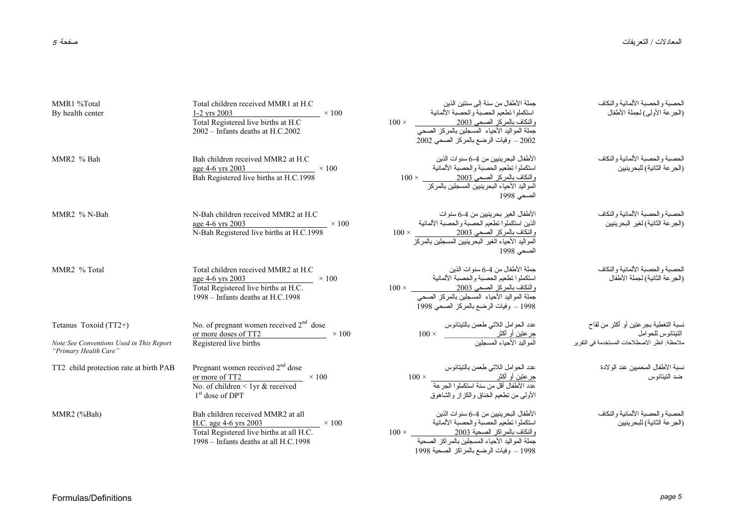| Indicator | Formula (English) | Formula (Arabic) | المؤشر |
|---|---|---|---|
| MMR1 %Total By health center | $\frac{\text{Total children received MMR1 at H.C 1-2 yrs 2003}}{\text{Total Registered live births at H.C 2002 – Infants deaths at H.C.2002}} \times 100$ | جملة الأطفال من سنة إلى سنتين الذين استكملوا تطعيم الحصبة والحصبة الألمانية والنكاف بالمركز الصحي 2003 ÷ جملة المواليد الأحياء المسجلين بالمركز الصحي 2002 – وفيات الرضع بالمركز الصحي 2002 × 100 | الحصبة والحصبة الألمانية والنكاف (الجرعة الأولى) لجملة الأطفال |
| MMR2 % Bah | $\frac{\text{Bah children received MMR2 at H.C age 4-6 yrs 2003}}{\text{Bah Registered live births at H.C.1998}} \times 100$ | الأطفال البحرينيين من 4-6 سنوات الذين استكملوا تطعيم الحصبة والحصبة الألمانية والنكاف بالمركز الصحي 2003 ÷ المواليد الأحياء البحرينيين المسجلين بالمركز الصحي 1998 × 100 | الحصبة والحصبة الألمانية والنكاف (الجرعة الثانية) للبحرينيين |
| MMR2 % N-Bah | $\frac{\text{N-Bah children received MMR2 at H.C age 4-6 yrs 2003}}{\text{N-Bah Registered live births at H.C.1998}} \times 100$ | الأطفال الغير بحرينيين من 4-6 سنوات الذين استكملوا تطعيم الحصبة والحصبة الألمانية والنكاف بالمركز الصحي 2003 ÷ المواليد الأحياء الغير البحرينيين المسجلين بالمركز الصحي 1998 × 100 | الحصبة والحصبة الألمانية والنكاف (الجرعة الثانية) لغير البحرينيين |
| MMR2 % Total | $\frac{\text{Total children received MMR2 at H.C age 4-6 yrs 2003}}{\text{Total Registered live births at H.C. 1998 – Infants deaths at H.C.1998}} \times 100$ | جملة الأطفال من 4-6 سنوات الذين استكملوا تطعيم الحصبة والحصبة الألمانية والنكاف بالمركز الصحي 2003 ÷ جملة المواليد الأحياء المسجلين بالمركز الصحي 1998 – وفيات الرضع بالمركز الصحي 1998 × 100 | الحصبة والحصبة الألمانية والنكاف (الجرعة الثانية) لجملة الأطفال |
| Tetanus Toxoid (TT2+) *Note:See Conventions Used in This Report "Primary Health Care"* | $\frac{\text{No. of pregnant women received 2}^{nd}\text{ dose or more doses of TT2}}{\text{Registered live births}} \times 100$ | عدد الحوامل اللاتي طعمن بالتيتانوس جرعتين أو أكثر ÷ المواليد الأحياء المسجلين × 100 | نسبة التغطية بجرعتين أو أكثر من لقاح التيتانوس للحوامل ملاحظة: انظر الاصطلاحات المستخدمة في التقرير |
| TT2 child protection rate at birth PAB | $\frac{\text{Pregnant women received 2}^{nd}\text{ dose or more of TT2}}{\text{No. of children < 1yr \& received 1}^{st}\text{ dose of DPT}} \times 100$ | عدد الحوامل اللاتي طعمن بالتيتانوس جرعتين أو أكثر ÷ عدد الأطفال أقل من سنة استكملوا الجرعة الأولى من تطعيم الخناق والكزاز والشاهوق × 100 | نسبة الأطفال المحميين عند الولادة ضد التيتانوس |
| MMR2 (%Bah) | $\frac{\text{Bah children received MMR2 at all H.C. age 4-6 yrs 2003}}{\text{Total Registered live births at all H.C. 1998 – Infants deaths at all H.C.1998}} \times 100$ | الأطفال البحرينيين من 4-6 سنوات الذين استكملوا تطعيم الحصبة والحصبة الألمانية والنكاف بالمراكز الصحية 2003 ÷ جملة المواليد الأحياء المسجلين بالمراكز الصحية 1998 – وفيات الرضع بالمراكز الصحية 1998 × 100 | الحصبة والحصبة الألمانية والنكاف (الجرعة الثانية) للبحرينيين |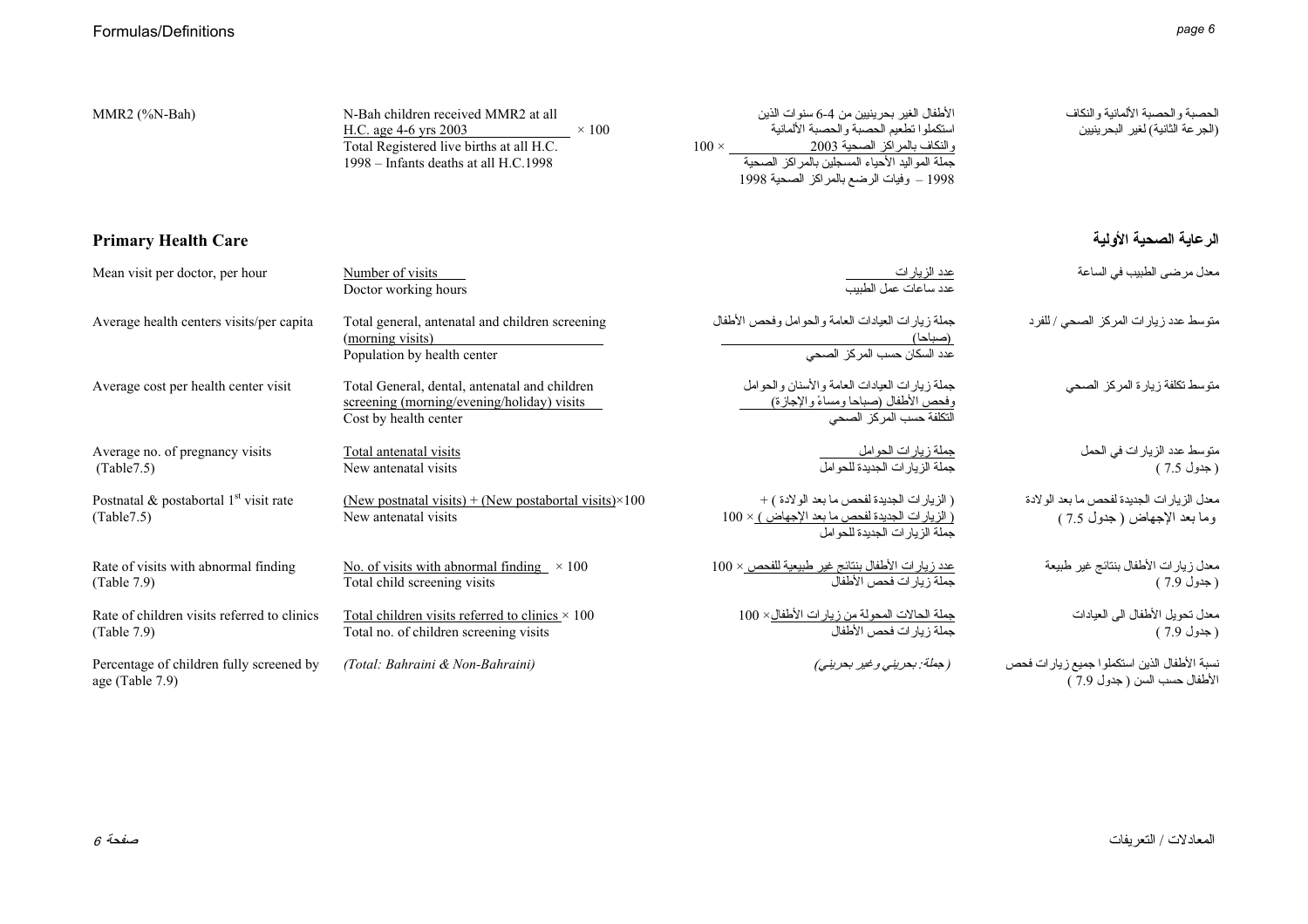| | | | |
|---|---|---|---|
| MMR2 (%N-Bah) | N-Bah children received MMR2 at all H.C. age 4-6 yrs 2003 / Total Registered live births at all H.C. 1998 – Infants deaths at all H.C.1998 × 100 | الأطفال الغير بحرينيين من 4-6 سنوات الذين استكملوا تطعيم الحصبة والحصبة الألمانية والنكاف بالمراكز الصحية 2003 / جملة المواليد الأحياء المسجلين بالمراكز الصحية 1998 – وفيات الرضع بالمراكز الصحية 1998 × 100 | الحصبة والحصبة الألمانية والنكاف (الجرعة الثانية) لغير البحرينيين |

## Primary Health Care

## الرعاية الصحية الأولية

| | | | |
|---|---|---|---|
| Mean visit per doctor, per hour | Number of visits / Doctor working hours | عدد الزيارات / عدد ساعات عمل الطبيب | معدل مرضى الطبيب في الساعة |
| Average health centers visits/per capita | Total general, antenatal and children screening (morning visits) / Population by health center | جملة زيارات العيادات العامة والحوامل وفحص الأطفال (صباحا) / عدد السكان حسب المركز الصحي | متوسط عدد زيارات المركز الصحي / للفرد |
| Average cost per health center visit | Total General, dental, antenatal and children screening (morning/evening/holiday) visits / Cost by health center | جملة زيارات العيادات العامة والأسنان والحوامل وفحص الأطفال (صباحا ومساءً والإجازة) / التكلفة حسب المركز الصحي | متوسط تكلفة زيارة المركز الصحي |
| Average no. of pregnancy visits (Table7.5) | Total antenatal visits / New antenatal visits | جملة زيارات الحوامل / جملة الزيارات الجديدة للحوامل | متوسط عدد الزيارات في الحمل ( جدول 7.5 ) |
| Postnatal & postabortal 1st visit rate (Table7.5) | (New postnatal visits) + (New postabortal visits)×100 / New antenatal visits | ( الزيارات الجديدة لفحص ما بعد الولادة ) + ( الزيارات الجديدة لفحص ما بعد الإجهاض ) × 100 / جملة الزيارات الجديدة للحوامل | معدل الزيارات الجديدة لفحص ما بعد الولادة وما بعد الإجهاض ( جدول 7.5 ) |
| Rate of visits with abnormal finding (Table 7.9) | No. of visits with abnormal finding × 100 / Total child screening visits | عدد زيارات الأطفال بنتائج غير طبيعية للفحص × 100 / جملة زيارات فحص الأطفال | معدل زيارات الأطفال بنتائج غير طبيعية ( جدول 7.9 ) |
| Rate of children visits referred to clinics (Table 7.9) | Total children visits referred to clinics × 100 / Total no. of children screening visits | جملة الحالات المحولة من زيارات الأطفال× 100 / جملة زيارات فحص الأطفال | معدل تحويل الأطفال الى العيادات ( جدول 7.9 ) |
| Percentage of children fully screened by age (Table 7.9) | *(Total: Bahraini & Non-Bahraini)* | *(جملة: بحريني وغير بحريني)* | نسبة الأطفال الذين استكملوا جميع زيارات فحص الأطفال حسب السن ( جدول 7.9 ) |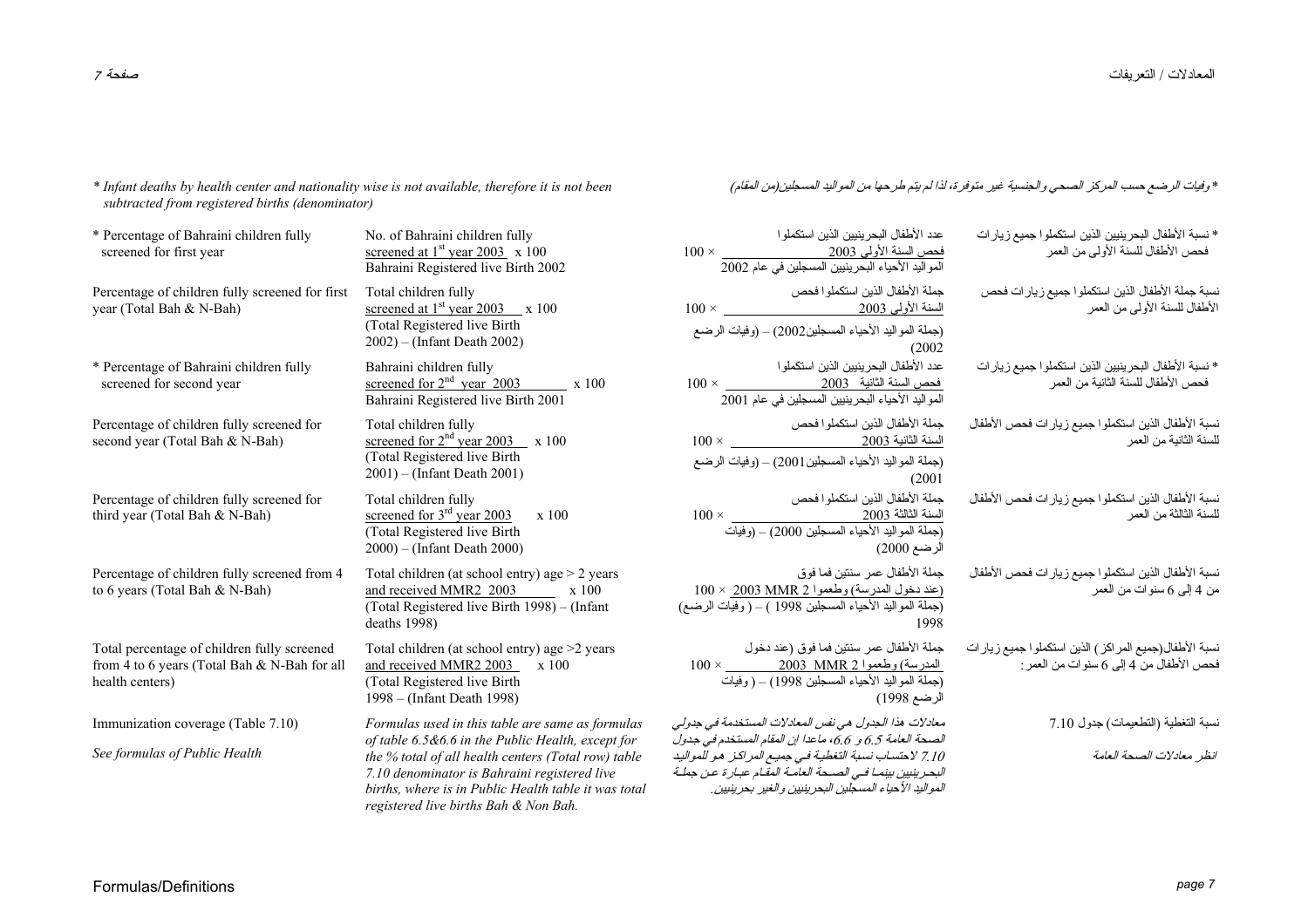\* Infant deaths by health center and nationality wise is not available, therefore it is not been subtracted from registered births (denominator)

\* وفيات الرضع حسب المركز الصحي والجنسية غير متوفرة، لذا لم يتم طرحها من المواليد المسجلين(من المقام)

| English | Formula | المعادلة | العربية |
| --- | --- | --- | --- |
| \* Percentage of Bahraini children fully screened for first year | $\frac{\text{No. of Bahraini children fully screened at 1}^{st}\text{ year 2003}}{\text{Bahraini Registered live Birth 2002}} \times 100$ | $100 \times$ عدد الأطفال البحرينيين الذين استكملوا فحص السنة الأولى 2003 / المواليد الأحياء البحرينيين المسجلين في عام 2002 | \* نسبة الأطفال البحرينيين الذين استكملوا جميع زيارات فحص الأطفال للسنة الأولى من العمر |
| Percentage of children fully screened for first year (Total Bah & N-Bah) | $\frac{\text{Total children fully screened at 1}^{st}\text{ year 2003}}{\text{(Total Registered live Birth 2002)} - \text{(Infant Death 2002)}} \times 100$ | $100 \times$ جملة الأطفال الذين استكملوا فحص السنة الأولى 2003 / (جملة المواليد الأحياء المسجلين2002) – (وفيات الرضع 2002) | نسبة جملة الأطفال الذين استكملوا جميع زيارات فحص الأطفال للسنة الأولى من العمر |
| \* Percentage of Bahraini children fully screened for second year | $\frac{\text{Bahraini children fully screened for 2}^{nd}\text{ year 2003}}{\text{Bahraini Registered live Birth 2001}} \times 100$ | $100 \times$ عدد الأطفال البحرينيين الذين استكملوا فحص السنة الثانية 2003 / المواليد الأحياء البحرينيين المسجلين في عام 2001 | \* نسبة الأطفال البحرينيين الذين استكملوا جميع زيارات فحص الأطفال للسنة الثانية من العمر |
| Percentage of children fully screened for second year (Total Bah & N-Bah) | $\frac{\text{Total children fully screened for 2}^{nd}\text{ year 2003}}{\text{(Total Registered live Birth 2001)} - \text{(Infant Death 2001)}} \times 100$ | $100 \times$ جملة الأطفال الذين استكملوا فحص السنة الثانية 2003 / (جملة المواليد الأحياء المسجلين2001) – (وفيات الرضع 2001) | نسبة الأطفال الذين استكملوا جميع زيارات فحص الأطفال للسنة الثانية من العمر |
| Percentage of children fully screened for third year (Total Bah & N-Bah) | $\frac{\text{Total children fully screened for 3}^{rd}\text{ year 2003}}{\text{(Total Registered live Birth 2000)} - \text{(Infant Death 2000)}} \times 100$ | $100 \times$ جملة الأطفال الذين استكملوا فحص السنة الثالثة 2003 / (جملة المواليد الأحياء المسجلين 2000) – (وفيات الرضع 2000) | نسبة الأطفال الذين استكملوا جميع زيارات فحص الأطفال للسنة الثالثة من العمر |
| Percentage of children fully screened from 4 to 6 years (Total Bah & N-Bah) | $\frac{\text{Total children (at school entry) age > 2 years and received MMR2 2003}}{\text{(Total Registered live Birth 1998)} - \text{(Infant deaths 1998)}} \times 100$ | $100 \times$ جملة الأطفال عمر سنتين فما فوق (عند دخول المدرسة) وطعموا MMR 2 2003 / (جملة المواليد الأحياء المسجلين 1998 ) – ( وفيات الرضع 1998 | نسبة الأطفال الذين استكملوا جميع زيارات فحص الأطفال من 4 إلى 6 سنوات من العمر |
| Total percentage of children fully screened from 4 to 6 years (Total Bah & N-Bah for all health centers) | $\frac{\text{Total children (at school entry) age >2 years and received MMR2 2003}}{\text{(Total Registered live Birth 1998} - \text{(Infant Death 1998)}} \times 100$ | $100 \times$ جملة الأطفال عمر سنتين فما فوق (عند دخول المدرسة) وطعموا MMR 2 2003 / (جملة المواليد الأحياء المسجلين 1998) – ( وفيات الرضع 1998) | نسبة الأطفال(جميع المراكز) الذين استكملوا جميع زيارات فحص الأطفال من 4 إلى 6 سنوات من العمر: |
| Immunization coverage (Table 7.10) | *Formulas used in this table are same as formulas of table 6.5&6.6 in the Public Health, except for the % total of all health centers (Total row) table 7.10 denominator is Bahraini registered live births, where is in Public Health table it was total registered live births Bah & Non Bah.* | *معادلات هذا الجدول هي نفس المعادلات المستخدمة في جدولي الصحة العامة 6.5 و 6.6، ماعدا إن المقام المستخدم في جدول 7.10 لاحتساب نسبة التغطية في جميع المراكز هو للمواليد البحرينيين بينما في الصحة العامة المقام عبارة عن جملة المواليد الأحياء المسجلين البحرينيين والغير بحرينيين.* | نسبة التغطية (التطعيمات) جدول 7.10 |
| See formulas of Public Health | | | انظر معادلات الصحة العامة |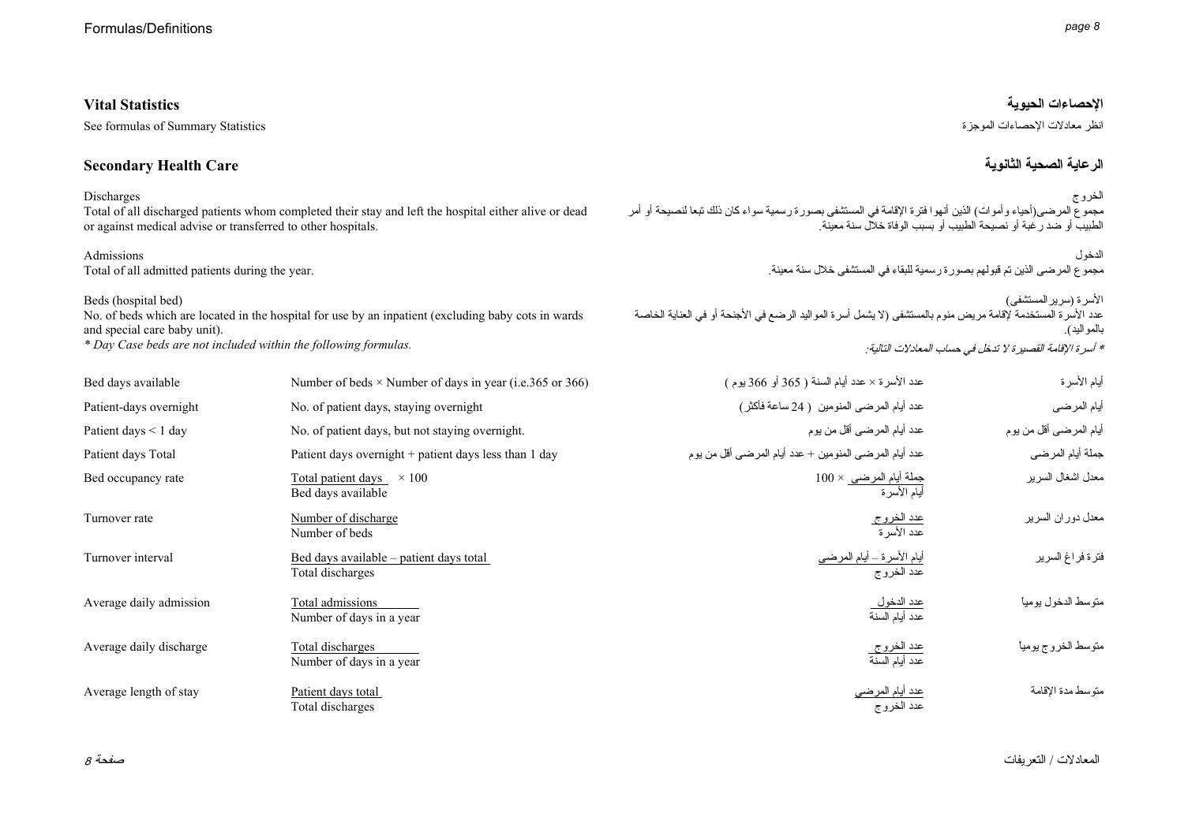## Vital Statistics

## الإحصاءات الحيوية

See formulas of Summary Statistics

انظر معادلات الإحصاءات الموجزة

## Secondary Health Care

## الرعاية الصحية الثانوية

Discharges
Total of all discharged patients whom completed their stay and left the hospital either alive or dead or against medical advise or transferred to other hospitals.

الخروج
مجموع المرضى(أحياء وأموات) الذين أنهوا فترة الإقامة في المستشفى بصورة رسمية سواء كان ذلك تبعا لنصيحة أو أمر الطبيب أو ضد رغبة أو نصيحة الطبيب أو بسبب الوفاة خلال سنة معينة.

Admissions
Total of all admitted patients during the year.

الدخول
مجموع المرضى الذين تم قبولهم بصورة رسمية للبقاء في المستشفى خلال سنة معينة.

Beds (hospital bed)
No. of beds which are located in the hospital for use by an inpatient (excluding baby cots in wards and special care baby unit).
*\* Day Case beds are not included within the following formulas.*

الأسرة (سرير المستشفى)
عدد الأسرة المستخدمة لإقامة مريض منوم بالمستشفى (لا يشمل أسرة المواليد الرضع في الأجنحة أو في العناية الخاصة بالمواليد).
*\* أسرة الإقامة القصيرة لا تدخل في حساب المعادلات التالية:*

| | | | |
|---|---|---|---|
| Bed days available | Number of beds × Number of days in year (i.e.365 or 366) | عدد الأسرة × عدد أيام السنة ( 365 أو 366 يوم ) | أيام الأسرة |
| Patient-days overnight | No. of patient days, staying overnight | عدد أيام المرضى المنومين ( 24 ساعة فأكثر) | أيام المرضى |
| Patient days < 1 day | No. of patient days, but not staying overnight. | عدد أيام المرضى أقل من يوم | أيام المرضى أقل من يوم |
| Patient days Total | Patient days overnight + patient days less than 1 day | عدد أيام المرضى المنومين + عدد أيام المرضى أقل من يوم | جملة أيام المرضى |
| Bed occupancy rate | $\frac{\text{Total patient days}}{\text{Bed days available}} \times 100$ | $\frac{\text{جملة أيام المرضى}}{\text{أيام الأسرة}} \times 100$ | معدل اشغال السرير |
| Turnover rate | $\frac{\text{Number of discharge}}{\text{Number of beds}}$ | $\frac{\text{عدد الخروج}}{\text{عدد الأسرة}}$ | معدل دوران السرير |
| Turnover interval | $\frac{\text{Bed days available – patient days total}}{\text{Total discharges}}$ | $\frac{\text{أيام الأسرة – أيام المرضى}}{\text{عدد الخروج}}$ | فترة فراغ السرير |
| Average daily admission | $\frac{\text{Total admissions}}{\text{Number of days in a year}}$ | $\frac{\text{عدد الدخول}}{\text{عدد أيام السنة}}$ | متوسط الدخول يومياً |
| Average daily discharge | $\frac{\text{Total discharges}}{\text{Number of days in a year}}$ | $\frac{\text{عدد الخروج}}{\text{عدد أيام السنة}}$ | متوسط الخروج يومياً |
| Average length of stay | $\frac{\text{Patient days total}}{\text{Total discharges}}$ | $\frac{\text{عدد أيام المرضى}}{\text{عدد الخروج}}$ | متوسط مدة الإقامة |